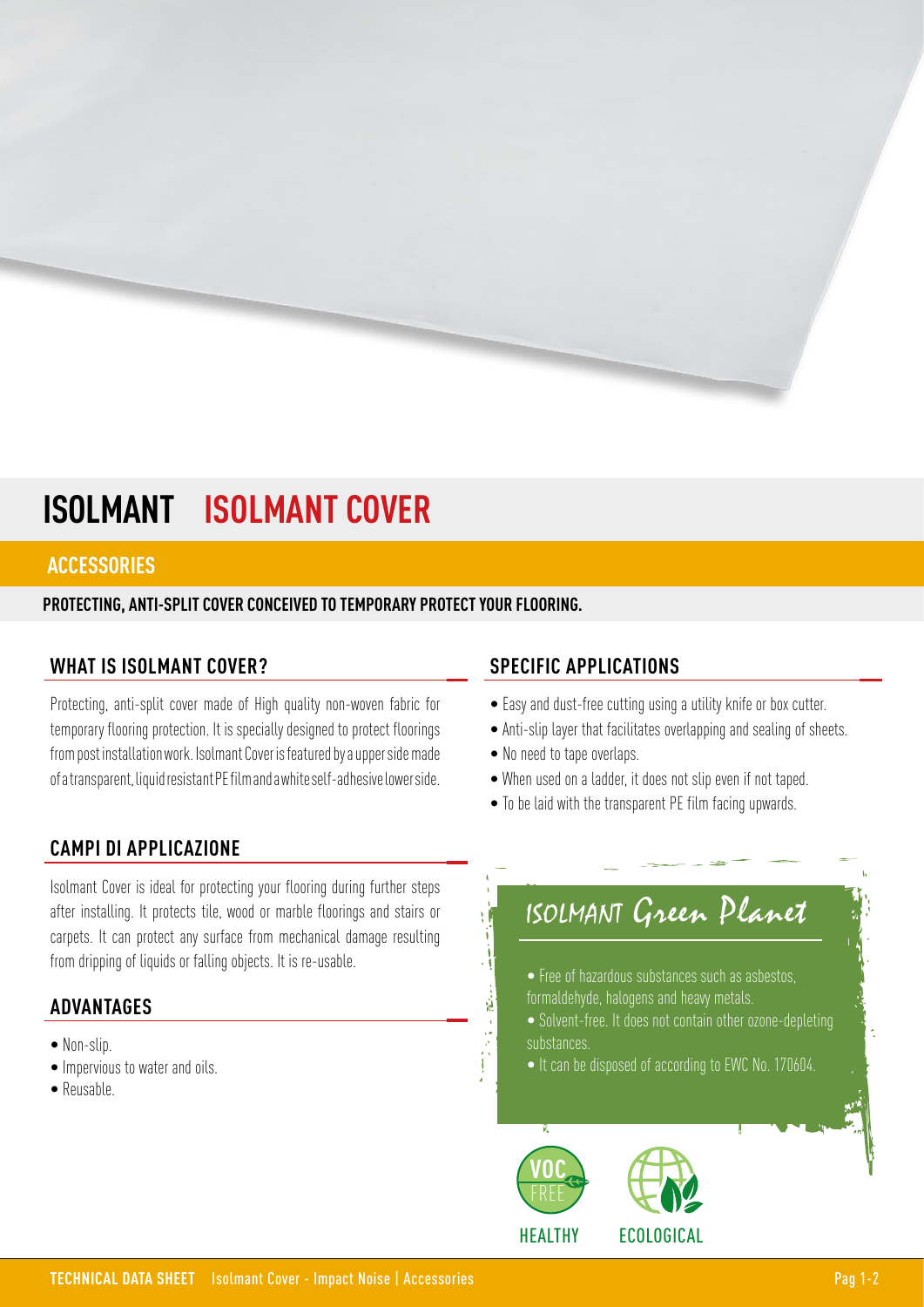# ISOLMANT ISOLMANT COVER

## ACCESSORIES

**PROTECTING, ANTI-SPLIT COVER CONCEIVED TO TEMPORARY PROTECT YOUR FLOORING.**

## WHAT IS ISOLMANT COVER?

Protecting, anti-split cover made of High quality non-woven fabric for temporary flooring protection. It is specially designed to protect floorings from post installation work. Isolmant Cover is featured by a upper side made of a transparent, liquid resistant PE film and a white self-adhesive lower side.

## CAMPI DI APPLICAZIONE

Isolmant Cover is ideal for protecting your flooring during further steps after installing. It protects tile, wood or marble floorings and stairs or carpets. It can protect any surface from mechanical damage resulting from dripping of liquids or falling objects. It is re-usable.

## ADVANTAGES

- Non-slip.
- Impervious to water and oils.
- Reusable.

## SPECIFIC APPLICATIONS

- Easy and dust-free cutting using a utility knife or box cutter.
- Anti-slip layer that facilitates overlapping and sealing of sheets.
- No need to tape overlaps.
- When used on a ladder, it does not slip even if not taped.
- To be laid with the transparent PE film facing upwards.

## ISOLMANT Green Planet

- Free of hazardous substances such as asbestos, formaldehyde, halogens and heavy metals.
- Solvent-free. It does not contain other ozone-depleting substances.
- It can be disposed of according to EWC No. 170604.

VOC FREE — HEALTHY

ECOLOGICAL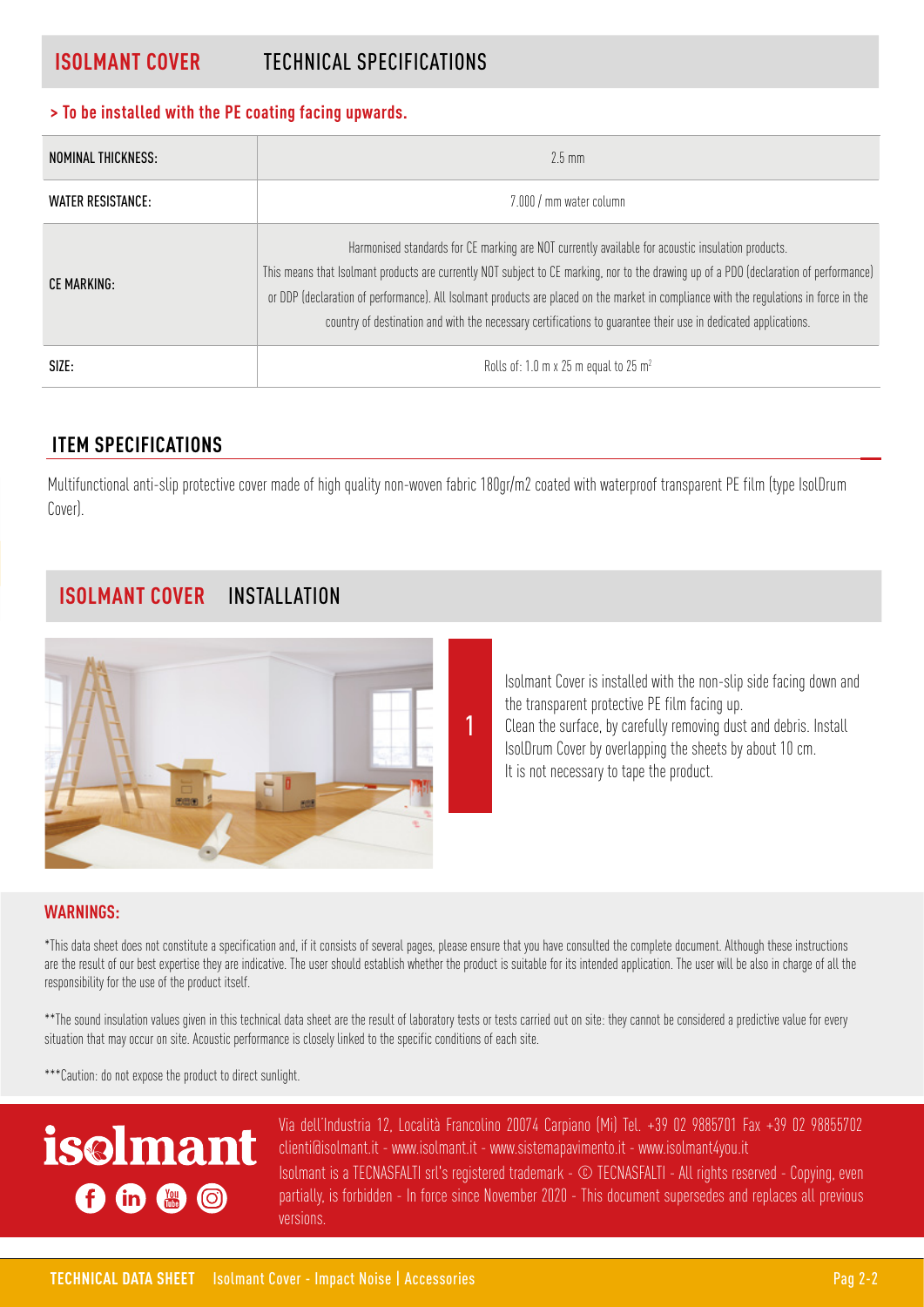## ISOLMANT COVER TECHNICAL SPECIFICATIONS

**> To be installed with the PE coating facing upwards.**

| | |
|---|---|
| NOMINAL THICKNESS: | 2.5 mm |
| WATER RESISTANCE: | 7.000 / mm water column |
| CE MARKING: | Harmonised standards for CE marking are NOT currently available for acoustic insulation products. This means that Isolmant products are currently NOT subject to CE marking, nor to the drawing up of a PDO (declaration of performance) or DDP (declaration of performance). All Isolmant products are placed on the market in compliance with the regulations in force in the country of destination and with the necessary certifications to guarantee their use in dedicated applications. |
| SIZE: | Rolls of: 1.0 m x 25 m equal to 25 m$^2$ |

## ITEM SPECIFICATIONS

Multifunctional anti-slip protective cover made of high quality non-woven fabric 180gr/m2 coated with waterproof transparent PE film (type IsolDrum Cover).

## ISOLMANT COVER INSTALLATION

1

Isolmant Cover is installed with the non-slip side facing down and the transparent protective PE film facing up.
Clean the surface, by carefully removing dust and debris. Install IsolDrum Cover by overlapping the sheets by about 10 cm.
It is not necessary to tape the product.

### WARNINGS:

*This data sheet does not constitute a specification and, if it consists of several pages, please ensure that you have consulted the complete document. Although these instructions are the result of our best expertise they are indicative. The user should establish whether the product is suitable for its intended application. The user will be also in charge of all the responsibility for the use of the product itself.

**The sound insulation values given in this technical data sheet are the result of laboratory tests or tests carried out on site: they cannot be considered a predictive value for every situation that may occur on site. Acoustic performance is closely linked to the specific conditions of each site.

***Caution: do not expose the product to direct sunlight.

isolmant

Via dell'Industria 12, Località Francolino 20074 Carpiano (Mi) Tel. +39 02 9885701 Fax +39 02 98855702
clienti@isolmant.it - www.isolmant.it - www.sistemapavimento.it - www.isolmant4you.it
Isolmant is a TECNASFALTI srl's registered trademark - © TECNASFALTI - All rights reserved - Copying, even partially, is forbidden - In force since November 2020 - This document supersedes and replaces all previous versions.